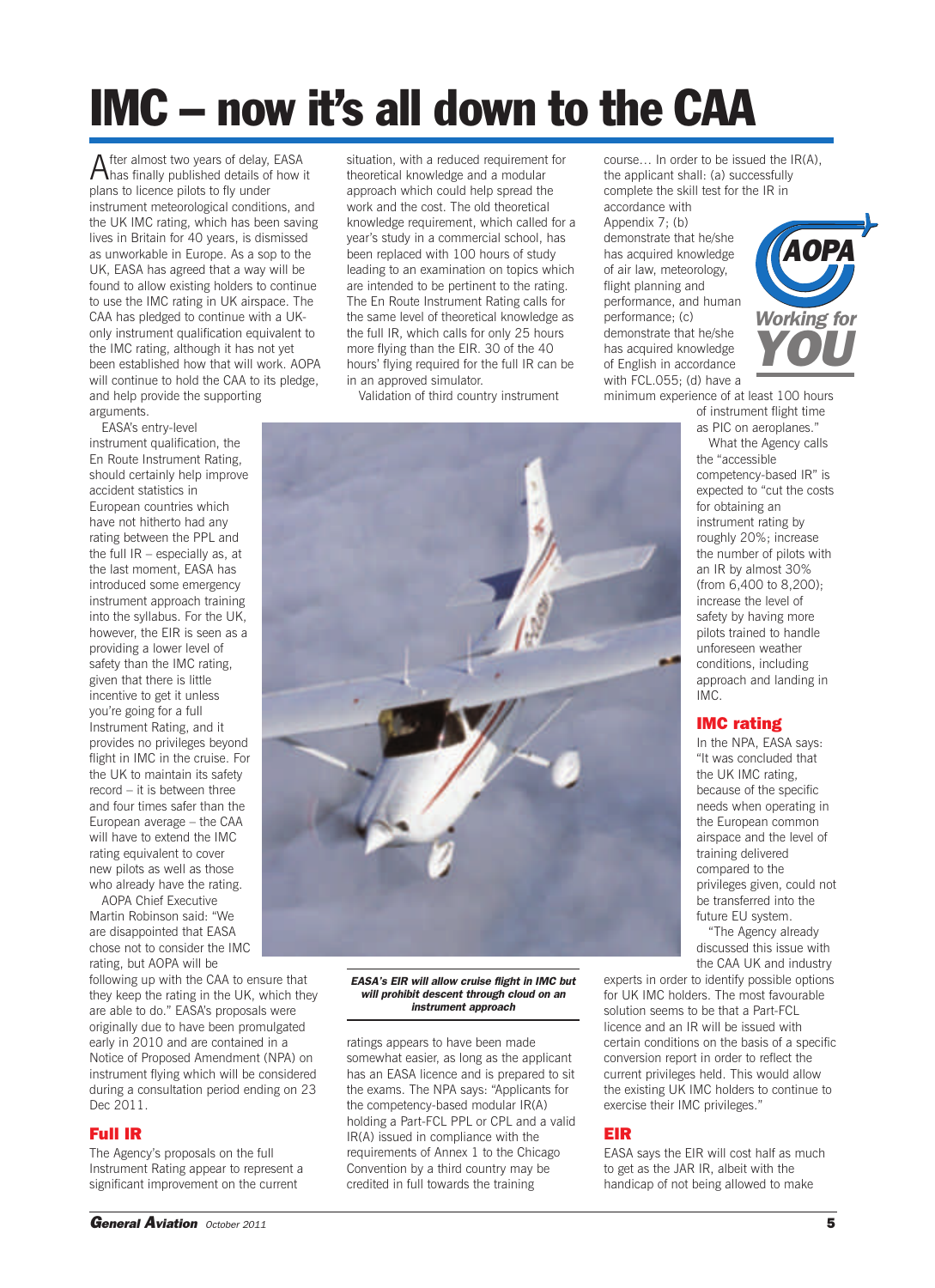# IMC – now it's all down to the CAA

After almost two years of delay, EASA has finally published details of how it plans to licence pilots to fly under instrument meteorological conditions, and the UK IMC rating, which has been saving lives in Britain for 40 years, is dismissed as unworkable in Europe. As a sop to the UK, EASA has agreed that a way will be found to allow existing holders to continue to use the IMC rating in UK airspace. The CAA has pledged to continue with a UK-only instrument qualification equivalent to the IMC rating, although it has not yet been established how that will work. AOPA will continue to hold the CAA to its pledge, and help provide the supporting arguments.

EASA's entry-level instrument qualification, the En Route Instrument Rating, should certainly help improve accident statistics in European countries which have not hitherto had any rating between the PPL and the full IR – especially as, at the last moment, EASA has introduced some emergency instrument approach training into the syllabus. For the UK, however, the EIR is seen as a providing a lower level of safety than the IMC rating, given that there is little incentive to get it unless you're going for a full Instrument Rating, and it provides no privileges beyond flight in IMC in the cruise. For the UK to maintain its safety record – it is between three and four times safer than the European average – the CAA will have to extend the IMC rating equivalent to cover new pilots as well as those who already have the rating.

AOPA Chief Executive Martin Robinson said: "We are disappointed that EASA chose not to consider the IMC rating, but AOPA will be following up with the CAA to ensure that they keep the rating in the UK, which they are able to do." EASA's proposals were originally due to have been promulgated early in 2010 and are contained in a Notice of Proposed Amendment (NPA) on instrument flying which will be considered during a consultation period ending on 23 Dec 2011.

## Full IR

The Agency's proposals on the full Instrument Rating appear to represent a significant improvement on the current situation, with a reduced requirement for theoretical knowledge and a modular approach which could help spread the work and the cost. The old theoretical knowledge requirement, which called for a year's study in a commercial school, has been replaced with 100 hours of study leading to an examination on topics which are intended to be pertinent to the rating. The En Route Instrument Rating calls for the same level of theoretical knowledge as the full IR, which calls for only 25 hours more flying than the EIR. 30 of the 40 hours' flying required for the full IR can be in an approved simulator.

Validation of third country instrument ratings appears to have been made somewhat easier, as long as the applicant has an EASA licence and is prepared to sit the exams. The NPA says: "Applicants for the competency-based modular IR(A) holding a Part-FCL PPL or CPL and a valid IR(A) issued in compliance with the requirements of Annex 1 to the Chicago Convention by a third country may be credited in full towards the training course… In order to be issued the IR(A), the applicant shall: (a) successfully complete the skill test for the IR in accordance with Appendix 7; (b) demonstrate that he/she has acquired knowledge of air law, meteorology, flight planning and performance, and human performance; (c) demonstrate that he/she has acquired knowledge of English in accordance with FCL.055; (d) have a minimum experience of at least 100 hours of instrument flight time as PIC on aeroplanes."

*EASA's EIR will allow cruise flight in IMC but will prohibit descent through cloud on an instrument approach*

What the Agency calls the "accessible competency-based IR" is expected to "cut the costs for obtaining an instrument rating by roughly 20%; increase the number of pilots with an IR by almost 30% (from 6,400 to 8,200); increase the level of safety by having more pilots trained to handle unforeseen weather conditions, including approach and landing in IMC.

## IMC rating

In the NPA, EASA says: "It was concluded that the UK IMC rating, because of the specific needs when operating in the European common airspace and the level of training delivered compared to the privileges given, could not be transferred into the future EU system.

"The Agency already discussed this issue with the CAA UK and industry experts in order to identify possible options for UK IMC holders. The most favourable solution seems to be that a Part-FCL licence and an IR will be issued with certain conditions on the basis of a specific conversion report in order to reflect the current privileges held. This would allow the existing UK IMC holders to continue to exercise their IMC privileges."

## EIR

EASA says the EIR will cost half as much to get as the JAR IR, albeit with the handicap of not being allowed to make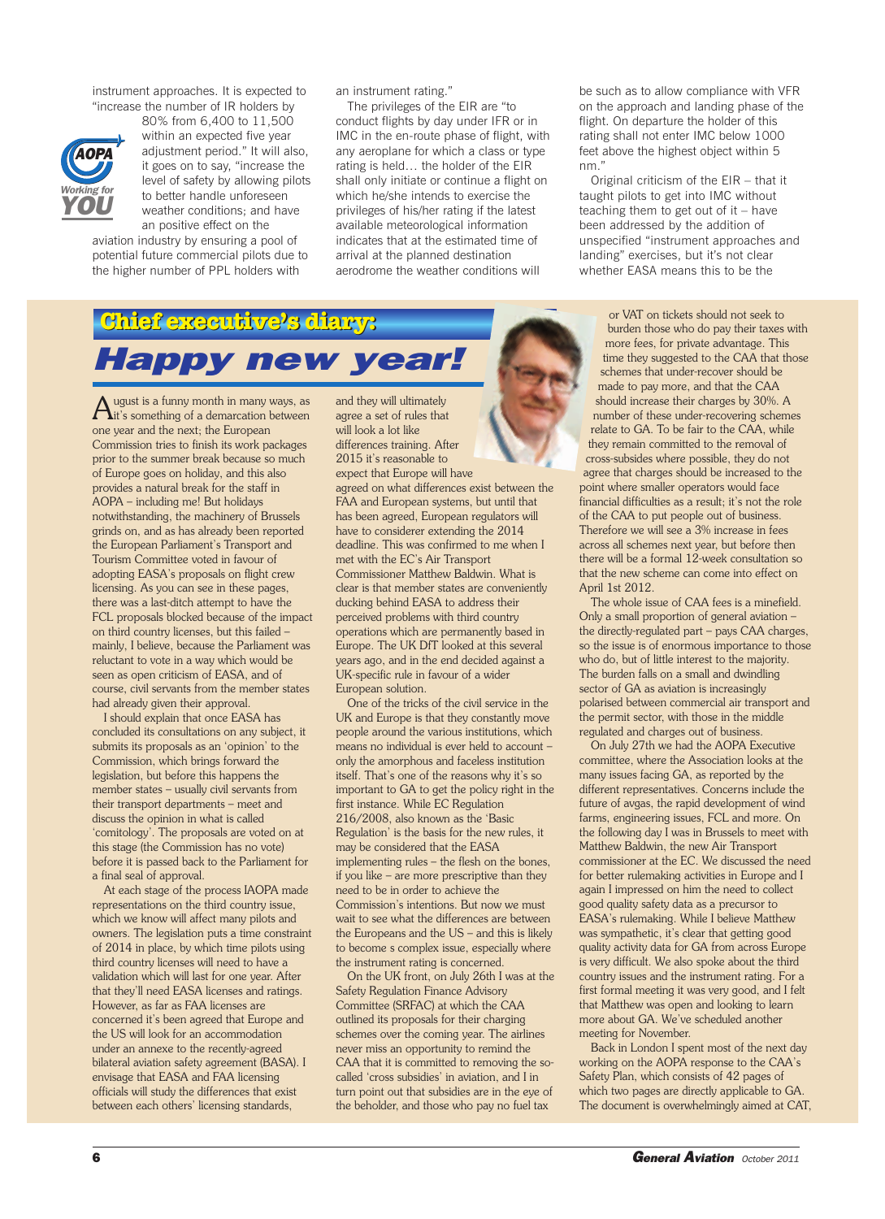instrument approaches. It is expected to "increase the number of IR holders by 80% from 6,400 to 11,500 within an expected five year adjustment period." It will also, it goes on to say, "increase the level of safety by allowing pilots to better handle unforeseen weather conditions; and have an positive effect on the aviation industry by ensuring a pool of potential future commercial pilots due to the higher number of PPL holders with an instrument rating."

The privileges of the EIR are "to conduct flights by day under IFR or in IMC in the en-route phase of flight, with any aeroplane for which a class or type rating is held… the holder of the EIR shall only initiate or continue a flight on which he/she intends to exercise the privileges of his/her rating if the latest available meteorological information indicates that at the estimated time of arrival at the planned destination aerodrome the weather conditions will be such as to allow compliance with VFR on the approach and landing phase of the flight. On departure the holder of this rating shall not enter IMC below 1000 feet above the highest object within 5 nm."

Original criticism of the EIR – that it taught pilots to get into IMC without teaching them to get out of it – have been addressed by the addition of unspecified "instrument approaches and landing" exercises, but it's not clear whether EASA means this to be the

# Chief executive's diary:

## Happy new year!

August is a funny month in many ways, as it's something of a demarcation between one year and the next; the European Commission tries to finish its work packages prior to the summer break because so much of Europe goes on holiday, and this also provides a natural break for the staff in AOPA – including me! But holidays notwithstanding, the machinery of Brussels grinds on, and as has already been reported the European Parliament's Transport and Tourism Committee voted in favour of adopting EASA's proposals on flight crew licensing. As you can see in these pages, there was a last-ditch attempt to have the FCL proposals blocked because of the impact on third country licenses, but this failed – mainly, I believe, because the Parliament was reluctant to vote in a way which would be seen as open criticism of EASA, and of course, civil servants from the member states had already given their approval.

I should explain that once EASA has concluded its consultations on any subject, it submits its proposals as an 'opinion' to the Commission, which brings forward the legislation, but before this happens the member states – usually civil servants from their transport departments – meet and discuss the opinion in what is called 'comitology'. The proposals are voted on at this stage (the Commission has no vote) before it is passed back to the Parliament for a final seal of approval.

At each stage of the process IAOPA made representations on the third country issue, which we know will affect many pilots and owners. The legislation puts a time constraint of 2014 in place, by which time pilots using third country licenses will need to have a validation which will last for one year. After that they'll need EASA licenses and ratings. However, as far as FAA licenses are concerned it's been agreed that Europe and the US will look for an accommodation under an annexe to the recently-agreed bilateral aviation safety agreement (BASA). I envisage that EASA and FAA licensing officials will study the differences that exist between each others' licensing standards, and they will ultimately agree a set of rules that will look a lot like differences training. After 2015 it's reasonable to expect that Europe will have agreed on what differences exist between the FAA and European systems, but until that has been agreed, European regulators will have to considerer extending the 2014 deadline. This was confirmed to me when I met with the EC's Air Transport Commissioner Matthew Baldwin. What is clear is that member states are conveniently ducking behind EASA to address their perceived problems with third country operations which are permanently based in Europe. The UK DfT looked at this several years ago, and in the end decided against a UK-specific rule in favour of a wider European solution.

One of the tricks of the civil service in the UK and Europe is that they constantly move people around the various institutions, which means no individual is ever held to account – only the amorphous and faceless institution itself. That's one of the reasons why it's so important to GA to get the policy right in the first instance. While EC Regulation 216/2008, also known as the 'Basic Regulation' is the basis for the new rules, it may be considered that the EASA implementing rules – the flesh on the bones, if you like – are more prescriptive than they need to be in order to achieve the Commission's intentions. But now we must wait to see what the differences are between the Europeans and the US – and this is likely to become s complex issue, especially where the instrument rating is concerned.

On the UK front, on July 26th I was at the Safety Regulation Finance Advisory Committee (SRFAC) at which the CAA outlined its proposals for their charging schemes over the coming year. The airlines never miss an opportunity to remind the CAA that it is committed to removing the so-called 'cross subsidies' in aviation, and I in turn point out that subsidies are in the eye of the beholder, and those who pay no fuel tax or VAT on tickets should not seek to burden those who do pay their taxes with more fees, for private advantage. This time they suggested to the CAA that those schemes that under-recover should be made to pay more, and that the CAA should increase their charges by 30%. A number of these under-recovering schemes relate to GA. To be fair to the CAA, while they remain committed to the removal of cross-subsidies where possible, they do not agree that charges should be increased to the point where smaller operators would face financial difficulties as a result; it's not the role of the CAA to put people out of business. Therefore we will see a 3% increase in fees across all schemes next year, but before then there will be a formal 12-week consultation so that the new scheme can come into effect on April 1st 2012.

The whole issue of CAA fees is a minefield. Only a small proportion of general aviation – the directly-regulated part – pays CAA charges, so the issue is of enormous importance to those who do, but of little interest to the majority. The burden falls on a small and dwindling sector of GA as aviation is increasingly polarised between commercial air transport and the permit sector, with those in the middle regulated and charges out of business.

On July 27th we had the AOPA Executive committee, where the Association looks at the many issues facing GA, as reported by the different representatives. Concerns include the future of avgas, the rapid development of wind farms, engineering issues, FCL and more. On the following day I was in Brussels to meet with Matthew Baldwin, the new Air Transport commissioner at the EC. We discussed the need for better rulemaking activities in Europe and I again I impressed on him the need to collect good quality safety data as a precursor to EASA's rulemaking. While I believe Matthew was sympathetic, it's clear that getting good quality activity data for GA from across Europe is very difficult. We also spoke about the third country issues and the instrument rating. For a first formal meeting it was very good, and I felt that Matthew was open and looking to learn more about GA. We've scheduled another meeting for November.

Back in London I spent most of the next day working on the AOPA response to the CAA's Safety Plan, which consists of 42 pages of which two pages are directly applicable to GA. The document is overwhelmingly aimed at CAT,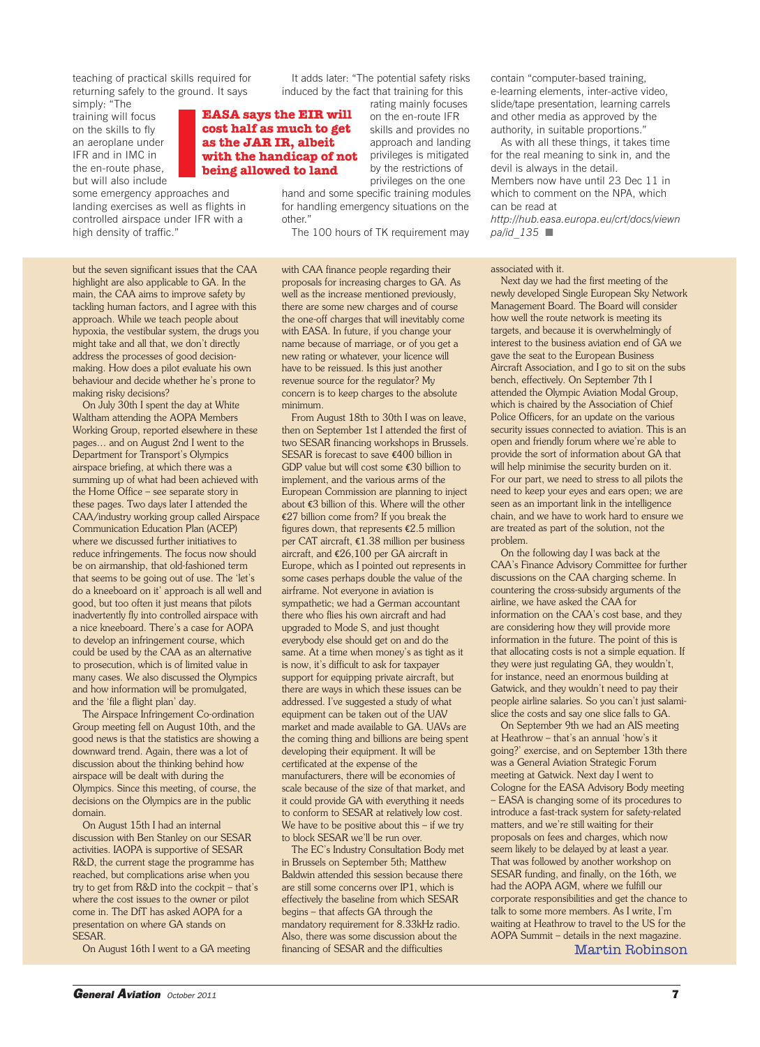teaching of practical skills required for returning safely to the ground. It says simply: "The training will focus on the skills to fly an aeroplane under IFR and in IMC in the en-route phase, but will also include some emergency approaches and landing exercises as well as flights in controlled airspace under IFR with a high density of traffic."

**EASA says the EIR will cost half as much to get as the JAR IR, albeit with the handicap of not being allowed to land**

It adds later: "The potential safety risks induced by the fact that training for this rating mainly focuses on the en-route IFR skills and provides no approach and landing privileges is mitigated by the restrictions of privileges on the one hand and some specific training modules for handling emergency situations on the other."

The 100 hours of TK requirement may contain "computer-based training, e-learning elements, inter-active video, slide/tape presentation, learning carrels and other media as approved by the authority, in suitable proportions."

As with all these things, it takes time for the real meaning to sink in, and the devil is always in the detail. Members now have until 23 Dec 11 in which to comment on the NPA, which can be read at *http://hub.easa.europa.eu/crt/docs/viewnpa/id_135* ■

but the seven significant issues that the CAA highlight are also applicable to GA. In the main, the CAA aims to improve safety by tackling human factors, and I agree with this approach. While we teach people about hypoxia, the vestibular system, the drugs you might take and all that, we don't directly address the processes of good decision-making. How does a pilot evaluate his own behaviour and decide whether he's prone to making risky decisions?

On July 30th I spent the day at White Waltham attending the AOPA Members Working Group, reported elsewhere in these pages… and on August 2nd I went to the Department for Transport's Olympics airspace briefing, at which there was a summing up of what had been achieved with the Home Office – see separate story in these pages. Two days later I attended the CAA/industry working group called Airspace Communication Education Plan (ACEP) where we discussed further initiatives to reduce infringements. The focus now should be on airmanship, that old-fashioned term that seems to be going out of use. The 'let's do a kneeboard on it' approach is all well and good, but too often it just means that pilots inadvertently fly into controlled airspace with a nice kneeboard. There's a case for AOPA to develop an infringement course, which could be used by the CAA as an alternative to prosecution, which is of limited value in many cases. We also discussed the Olympics and how information will be promulgated, and the 'file a flight plan' day.

The Airspace Infringement Co-ordination Group meeting fell on August 10th, and the good news is that the statistics are showing a downward trend. Again, there was a lot of discussion about the thinking behind how airspace will be dealt with during the Olympics. Since this meeting, of course, the decisions on the Olympics are in the public domain.

On August 15th I had an internal discussion with Ben Stanley on our SESAR activities. IAOPA is supportive of SESAR R&D, the current stage the programme has reached, but complications arise when you try to get from R&D into the cockpit – that's where the cost issues to the owner or pilot come in. The DfT has asked AOPA for a presentation on where GA stands on SESAR.

On August 16th I went to a GA meeting with CAA finance people regarding their proposals for increasing charges to GA. As well as the increase mentioned previously, there are some new charges and of course the one-off charges that will inevitably come with EASA. In future, if you change your name because of marriage, or of you get a new rating or whatever, your licence will have to be reissued. Is this just another revenue source for the regulator? My concern is to keep charges to the absolute minimum.

From August 18th to 30th I was on leave, then on September 1st I attended the first of two SESAR financing workshops in Brussels. SESAR is forecast to save €400 billion in GDP value but will cost some €30 billion to implement, and the various arms of the European Commission are planning to inject about €3 billion of this. Where will the other €27 billion come from? If you break the figures down, that represents €2.5 million per CAT aircraft, €1.38 million per business aircraft, and €26,100 per GA aircraft in Europe, which as I pointed out represents in some cases perhaps double the value of the airframe. Not everyone in aviation is sympathetic; we had a German accountant there who flies his own aircraft and had upgraded to Mode S, and just thought everybody else should get on and do the same. At a time when money's as tight as it is now, it's difficult to ask for taxpayer support for equipping private aircraft, but there are ways in which these issues can be addressed. I've suggested a study of what equipment can be taken out of the UAV market and made available to GA. UAVs are the coming thing and billions are being spent developing their equipment. It will be certificated at the expense of the manufacturers, there will be economies of scale because of the size of that market, and it could provide GA with everything it needs to conform to SESAR at relatively low cost. We have to be positive about this – if we try to block SESAR we'll be run over.

The EC's Industry Consultation Body met in Brussels on September 5th; Matthew Baldwin attended this session because there are still some concerns over IP1, which is effectively the baseline from which SESAR begins – that affects GA through the mandatory requirement for 8.33kHz radio. Also, there was some discussion about the financing of SESAR and the difficulties associated with it.

Next day we had the first meeting of the newly developed Single European Sky Network Management Board. The Board will consider how well the route network is meeting its targets, and because it is overwhelmingly of interest to the business aviation end of GA we gave the seat to the European Business Aircraft Association, and I go to sit on the subs bench, effectively. On September 7th I attended the Olympic Aviation Modal Group, which is chaired by the Association of Chief Police Officers, for an update on the various security issues connected to aviation. This is an open and friendly forum where we're able to provide the sort of information about GA that will help minimise the security burden on it. For our part, we need to stress to all pilots the need to keep your eyes and ears open; we are seen as an important link in the intelligence chain, and we have to work hard to ensure we are treated as part of the solution, not the problem.

On the following day I was back at the CAA's Finance Advisory Committee for further discussions on the CAA charging scheme. In countering the cross-subsidy arguments of the airline, we have asked the CAA for information on the CAA's cost base, and they are considering how they will provide more information in the future. The point of this is that allocating costs is not a simple equation. If they were just regulating GA, they wouldn't, for instance, need an enormous building at Gatwick, and they wouldn't need to pay their people airline salaries. So you can't just salami-slice the costs and say one slice falls to GA.

On September 9th we had an AIS meeting at Heathrow – that's an annual 'how's it going?' exercise, and on September 13th there was a General Aviation Strategic Forum meeting at Gatwick. Next day I went to Cologne for the EASA Advisory Body meeting – EASA is changing some of its procedures to introduce a fast-track system for safety-related matters, and we're still waiting for their proposals on fees and charges, which now seem likely to be delayed by at least a year. That was followed by another workshop on SESAR funding, and finally, on the 16th, we had the AOPA AGM, where we fulfill our corporate responsibilities and get the chance to talk to some more members. As I write, I'm waiting at Heathrow to travel to the US for the AOPA Summit – details in the next magazine.

Martin Robinson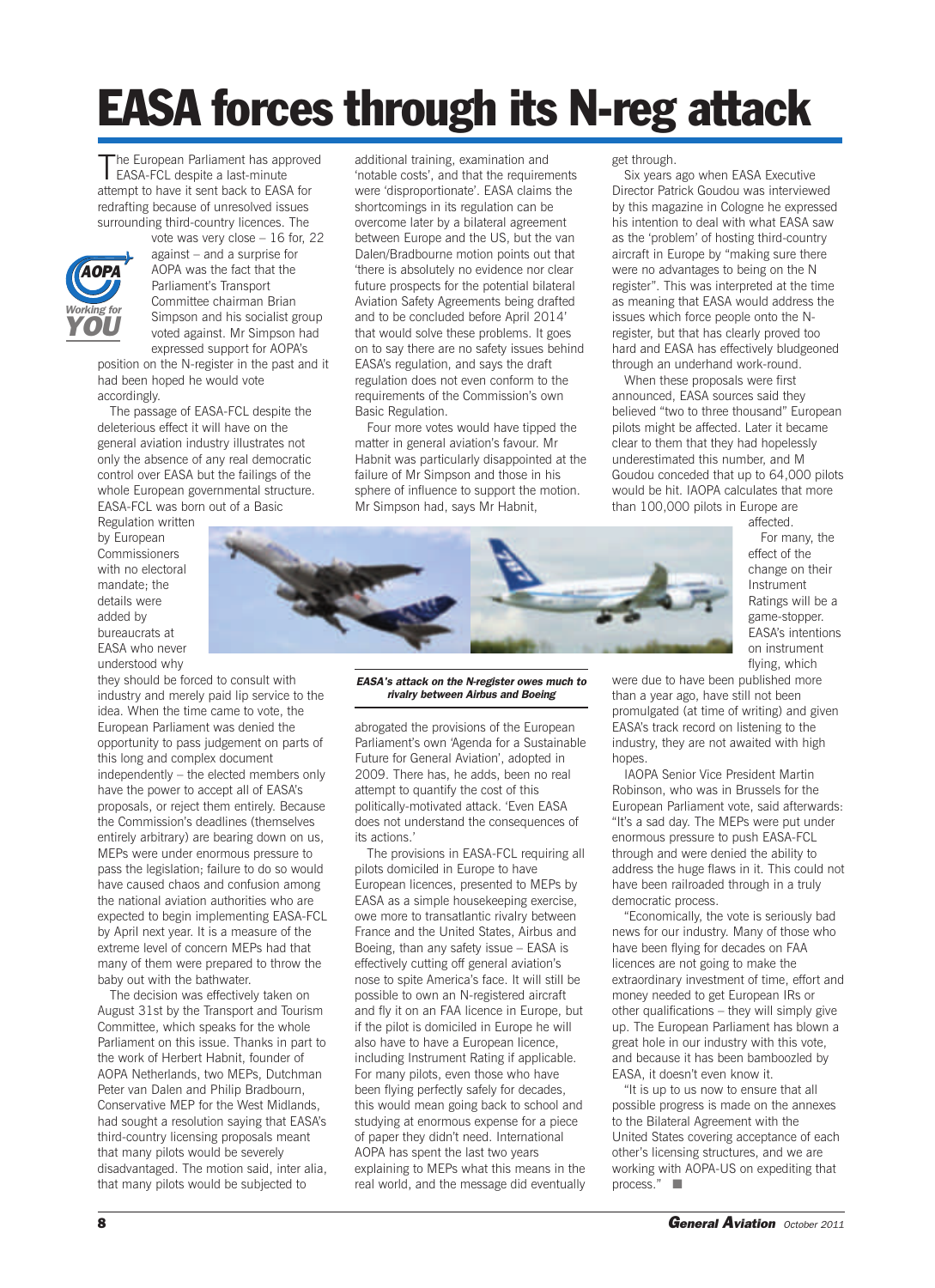# EASA forces through its N-reg attack

The European Parliament has approved EASA-FCL despite a last-minute attempt to have it sent back to EASA for redrafting because of unresolved issues surrounding third-country licences. The vote was very close – 16 for, 22 against – and a surprise for AOPA was the fact that the Parliament's Transport Committee chairman Brian Simpson and his socialist group voted against. Mr Simpson had expressed support for AOPA's position on the N-register in the past and it had been hoped he would vote accordingly.

The passage of EASA-FCL despite the deleterious effect it will have on the general aviation industry illustrates not only the absence of any real democratic control over EASA but the failings of the whole European governmental structure. EASA-FCL was born out of a Basic Regulation written by European Commissioners with no electoral mandate; the details were added by bureaucrats at EASA who never understood why they should be forced to consult with industry and merely paid lip service to the idea. When the time came to vote, the European Parliament was denied the opportunity to pass judgement on parts of this long and complex document independently – the elected members only have the power to accept all of EASA's proposals, or reject them entirely. Because the Commission's deadlines (themselves entirely arbitrary) are bearing down on us, MEPs were under enormous pressure to pass the legislation; failure to do so would have caused chaos and confusion among the national aviation authorities who are expected to begin implementing EASA-FCL by April next year. It is a measure of the extreme level of concern MEPs had that many of them were prepared to throw the baby out with the bathwater.

The decision was effectively taken on August 31st by the Transport and Tourism Committee, which speaks for the whole Parliament on this issue. Thanks in part to the work of Herbert Habnit, founder of AOPA Netherlands, two MEPs, Dutchman Peter van Dalen and Philip Bradbourn, Conservative MEP for the West Midlands, had sought a resolution saying that EASA's third-country licensing proposals meant that many pilots would be severely disadvantaged. The motion said, inter alia, that many pilots would be subjected to additional training, examination and 'notable costs', and that the requirements were 'disproportionate'. EASA claims the shortcomings in its regulation can be overcome later by a bilateral agreement between Europe and the US, but the van Dalen/Bradbourne motion points out that 'there is absolutely no evidence nor clear future prospects for the potential bilateral Aviation Safety Agreements being drafted and to be concluded before April 2014' that would solve these problems. It goes on to say there are no safety issues behind EASA's regulation, and says the draft regulation does not even conform to the requirements of the Commission's own Basic Regulation.

Four more votes would have tipped the matter in general aviation's favour. Mr Habnit was particularly disappointed at the failure of Mr Simpson and those in his sphere of influence to support the motion. Mr Simpson had, says Mr Habnit, abrogated the provisions of the European Parliament's own 'Agenda for a Sustainable Future for General Aviation', adopted in 2009. There has, he adds, been no real attempt to quantify the cost of this politically-motivated attack. 'Even EASA does not understand the consequences of its actions.'

*EASA's attack on the N-register owes much to rivalry between Airbus and Boeing*

The provisions in EASA-FCL requiring all pilots domiciled in Europe to have European licences, presented to MEPs by EASA as a simple housekeeping exercise, owe more to transatlantic rivalry between France and the United States, Airbus and Boeing, than any safety issue – EASA is effectively cutting off general aviation's nose to spite America's face. It will still be possible to own an N-registered aircraft and fly it on an FAA licence in Europe, but if the pilot is domiciled in Europe he will also have to have a European licence, including Instrument Rating if applicable. For many pilots, even those who have been flying perfectly safely for decades, this would mean going back to school and studying at enormous expense for a piece of paper they didn't need. International AOPA has spent the last two years explaining to MEPs what this means in the real world, and the message did eventually get through.

Six years ago when EASA Executive Director Patrick Goudou was interviewed by this magazine in Cologne he expressed his intention to deal with what EASA saw as the 'problem' of hosting third-country aircraft in Europe by "making sure there were no advantages to being on the N register". This was interpreted at the time as meaning that EASA would address the issues which force people onto the N-register, but that has clearly proved too hard and EASA has effectively bludgeoned through an underhand work-round.

When these proposals were first announced, EASA sources said they believed "two to three thousand" European pilots might be affected. Later it became clear to them that they had hopelessly underestimated this number, and M Goudou conceded that up to 64,000 pilots would be hit. IAOPA calculates that more than 100,000 pilots in Europe are affected.

For many, the effect of the change on their Instrument Ratings will be a game-stopper. EASA's intentions on instrument flying, which were due to have been published more than a year ago, have still not been promulgated (at time of writing) and given EASA's track record on listening to the industry, they are not awaited with high hopes.

IAOPA Senior Vice President Martin Robinson, who was in Brussels for the European Parliament vote, said afterwards: "It's a sad day. The MEPs were put under enormous pressure to push EASA-FCL through and were denied the ability to address the huge flaws in it. This could not have been railroaded through in a truly democratic process.

"Economically, the vote is seriously bad news for our industry. Many of those who have been flying for decades on FAA licences are not going to make the extraordinary investment of time, effort and money needed to get European IRs or other qualifications – they will simply give up. The European Parliament has blown a great hole in our industry with this vote, and because it has been bamboozled by EASA, it doesn't even know it.

"It is up to us now to ensure that all possible progress is made on the annexes to the Bilateral Agreement with the United States covering acceptance of each other's licensing structures, and we are working with AOPA-US on expediting that process." ■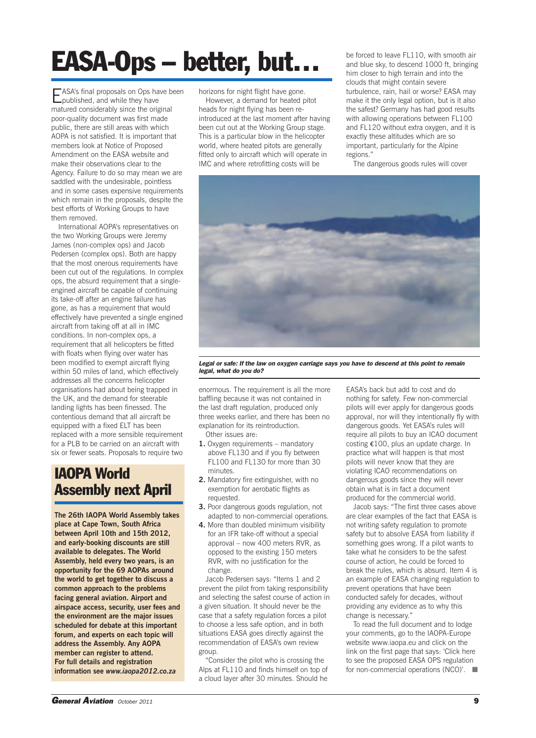# EASA-Ops – better, but...

EASA's final proposals on Ops have been published, and while they have matured considerably since the original poor-quality document was first made public, there are still areas with which AOPA is not satisfied. It is important that members look at Notice of Proposed Amendment on the EASA website and make their observations clear to the Agency. Failure to do so may mean we are saddled with the undesirable, pointless and in some cases expensive requirements which remain in the proposals, despite the best efforts of Working Groups to have them removed.

International AOPA's representatives on the two Working Groups were Jeremy James (non-complex ops) and Jacob Pedersen (complex ops). Both are happy that the most onerous requirements have been cut out of the regulations. In complex ops, the absurd requirement that a single-engined aircraft be capable of continuing its take-off after an engine failure has gone, as has a requirement that would effectively have prevented a single engined aircraft from taking off at all in IMC conditions. In non-complex ops, a requirement that all helicopters be fitted with floats when flying over water has been modified to exempt aircraft flying within 50 miles of land, which effectively addresses all the concerns helicopter organisations had about being trapped in the UK, and the demand for steerable landing lights has been finessed. The contentious demand that all aircraft be equipped with a fixed ELT has been replaced with a more sensible requirement for a PLB to be carried on an aircraft with six or fewer seats. Proposals to require two horizons for night flight have gone.

However, a demand for heated pitot heads for night flying has been re-introduced at the last moment after having been cut out at the Working Group stage. This is a particular blow in the helicopter world, where heated pitots are generally fitted only to aircraft which will operate in IMC and where retrofitting costs will be enormous. The requirement is all the more baffling because it was not contained in the last draft regulation, produced only three weeks earlier, and there has been no explanation for its reintroduction.

Other issues are:

1. Oxygen requirements – mandatory above FL130 and if you fly between FL100 and FL130 for more than 30 minutes.
2. Mandatory fire extinguisher, with no exemption for aerobatic flights as requested.
3. Poor dangerous goods regulation, not adapted to non-commercial operations.
4. More than doubled minimum visibility for an IFR take-off without a special approval – now 400 meters RVR, as opposed to the existing 150 meters RVR, with no justification for the change.

Jacob Pedersen says: "Items 1 and 2 prevent the pilot from taking responsibility and selecting the safest course of action in a given situation. It should never be the case that a safety regulation forces a pilot to choose a less safe option, and in both situations EASA goes directly against the recommendation of EASA's own review group.

"Consider the pilot who is crossing the Alps at FL110 and finds himself on top of a cloud layer after 30 minutes. Should he be forced to leave FL110, with smooth air and blue sky, to descend 1000 ft, bringing him closer to high terrain and into the clouds that might contain severe turbulence, rain, hail or worse? EASA may make it the only legal option, but is it also the safest? Germany has had good results with allowing operations between FL100 and FL120 without extra oxygen, and it is exactly these altitudes which are so important, particularly for the Alpine regions."

The dangerous goods rules will cover EASA's back but add to cost and do nothing for safety. Few non-commercial pilots will ever apply for dangerous goods approval, nor will they intentionally fly with dangerous goods. Yet EASA's rules will require all pilots to buy an ICAO document costing €100, plus an update charge. In practice what will happen is that most pilots will never know that they are violating ICAO recommendations on dangerous goods since they will never obtain what is in fact a document produced for the commercial world.

Jacob says: "The first three cases above are clear examples of the fact that EASA is not writing safety regulation to promote safety but to absolve EASA from liability if something goes wrong. If a pilot wants to take what he considers to be the safest course of action, he could be forced to break the rules, which is absurd. Item 4 is an example of EASA changing regulation to prevent operations that have been conducted safely for decades, without providing any evidence as to why this change is necessary."

To read the full document and to lodge your comments, go to the IAOPA-Europe website www.iaopa.eu and click on the link on the first page that says: 'Click here to see the proposed EASA OPS regulation for non-commercial operations (NCO)'. ■

***Legal or safe: If the law on oxygen carriage says you have to descend at this point to remain legal, what do you do?***

## IAOPA World Assembly next April

**The 26th IAOPA World Assembly takes place at Cape Town, South Africa between April 10th and 15th 2012, and early-booking discounts are still available to delegates. The World Assembly, held every two years, is an opportunity for the 69 AOPAs around the world to get together to discuss a common approach to the problems facing general aviation. Airport and airspace access, security, user fees and the environment are the major issues scheduled for debate at this important forum, and experts on each topic will address the Assembly. Any AOPA member can register to attend. For full details and registration information see *www.iaopa2012.co.za***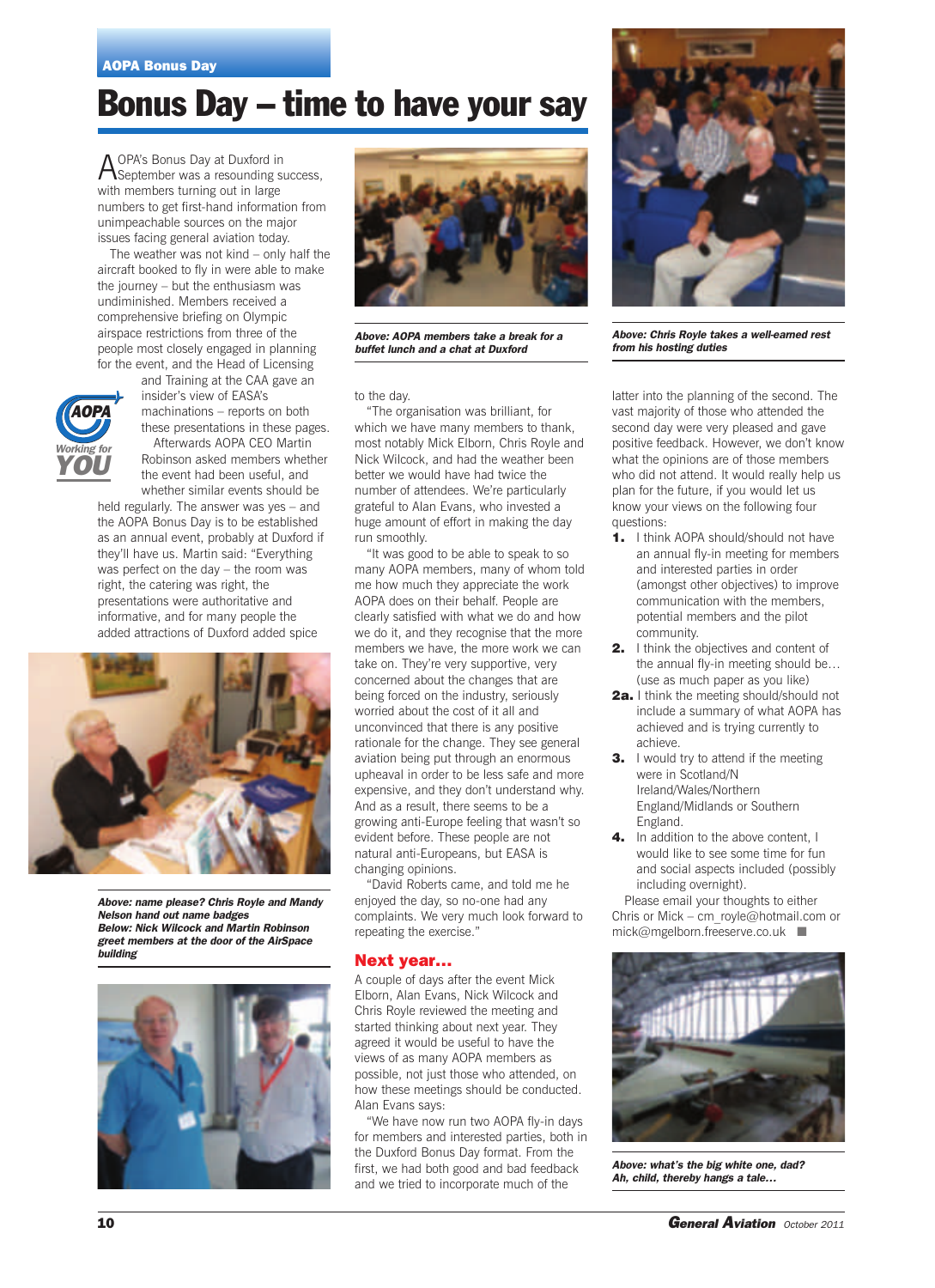AOPA Bonus Day

# Bonus Day – time to have your say

AOPA's Bonus Day at Duxford in September was a resounding success, with members turning out in large numbers to get first-hand information from unimpeachable sources on the major issues facing general aviation today.

The weather was not kind – only half the aircraft booked to fly in were able to make the journey – but the enthusiasm was undiminished. Members received a comprehensive briefing on Olympic airspace restrictions from three of the people most closely engaged in planning for the event, and the Head of Licensing and Training at the CAA gave an insider's view of EASA's machinations – reports on both these presentations in these pages.

Afterwards AOPA CEO Martin Robinson asked members whether the event had been useful, and whether similar events should be held regularly. The answer was yes – and the AOPA Bonus Day is to be established as an annual event, probably at Duxford if they'll have us. Martin said: "Everything was perfect on the day – the room was right, the catering was right, the presentations were authoritative and informative, and for many people the added attractions of Duxford added spice to the day.

"The organisation was brilliant, for which we have many members to thank, most notably Mick Elborn, Chris Royle and Nick Wilcock, and had the weather been better we would have had twice the number of attendees. We're particularly grateful to Alan Evans, who invested a huge amount of effort in making the day run smoothly.

"It was good to be able to speak to so many AOPA members, many of whom told me how much they appreciate the work AOPA does on their behalf. People are clearly satisfied with what we do and how we do it, and they recognise that the more members we have, the more work we can take on. They're very supportive, very concerned about the changes that are being forced on the industry, seriously worried about the cost of it all and unconvinced that there is any positive rationale for the change. They see general aviation being put through an enormous upheaval in order to be less safe and more expensive, and they don't understand why. And as a result, there seems to be a growing anti-Europe feeling that wasn't so evident before. These people are not natural anti-Europeans, but EASA is changing opinions.

"David Roberts came, and told me he enjoyed the day, so no-one had any complaints. We very much look forward to repeating the exercise."

Above: AOPA members take a break for a buffet lunch and a chat at Duxford

Above: Chris Royle takes a well-earned rest from his hosting duties

Above: name please? Chris Royle and Mandy Nelson hand out name badges

Below: Nick Wilcock and Martin Robinson greet members at the door of the AirSpace building

## Next year…

A couple of days after the event Mick Elborn, Alan Evans, Nick Wilcock and Chris Royle reviewed the meeting and started thinking about next year. They agreed it would be useful to have the views of as many AOPA members as possible, not just those who attended, on how these meetings should be conducted. Alan Evans says:

"We have now run two AOPA fly-in days for members and interested parties, both in the Duxford Bonus Day format. From the first, we had both good and bad feedback and we tried to incorporate much of the latter into the planning of the second. The vast majority of those who attended the second day were very pleased and gave positive feedback. However, we don't know what the opinions are of those members who did not attend. It would really help us plan for the future, if you would let us know your views on the following four questions:

**1.** I think AOPA should/should not have an annual fly-in meeting for members and interested parties in order (amongst other objectives) to improve communication with the members, potential members and the pilot community.

**2.** I think the objectives and content of the annual fly-in meeting should be… (use as much paper as you like)

**2a.** I think the meeting should/should not include a summary of what AOPA has achieved and is trying currently to achieve.

**3.** I would try to attend if the meeting were in Scotland/N Ireland/Wales/Northern England/Midlands or Southern England.

**4.** In addition to the above content, I would like to see some time for fun and social aspects included (possibly including overnight).

Please email your thoughts to either Chris or Mick – cm_royle@hotmail.com or mick@mgelborn.freeserve.co.uk ■

Above: what's the big white one, dad? Ah, child, thereby hangs a tale…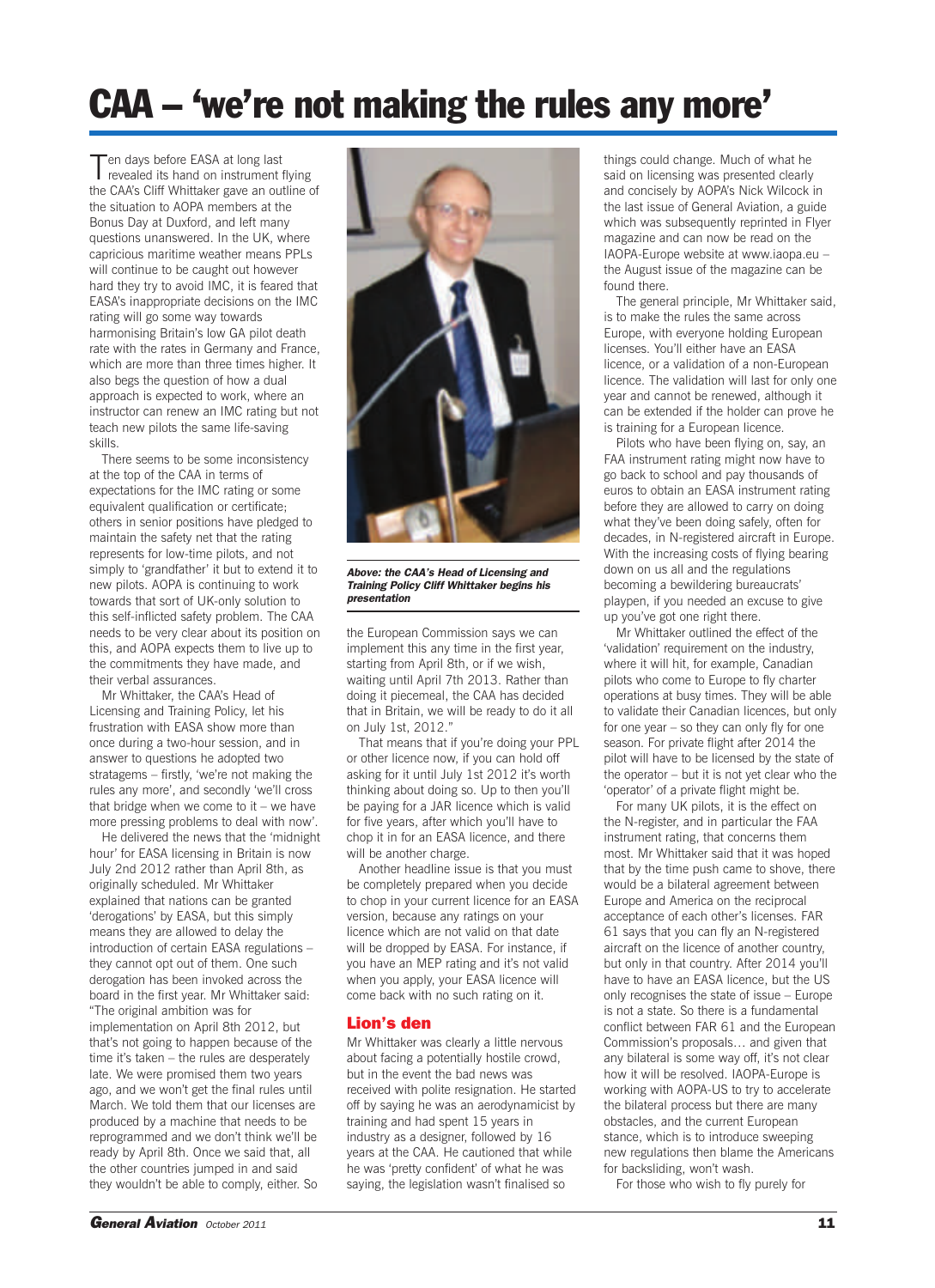# CAA – 'we're not making the rules any more'

Ten days before EASA at long last revealed its hand on instrument flying the CAA's Cliff Whittaker gave an outline of the situation to AOPA members at the Bonus Day at Duxford, and left many questions unanswered. In the UK, where capricious maritime weather means PPLs will continue to be caught out however hard they try to avoid IMC, it is feared that EASA's inappropriate decisions on the IMC rating will go some way towards harmonising Britain's low GA pilot death rate with the rates in Germany and France, which are more than three times higher. It also begs the question of how a dual approach is expected to work, where an instructor can renew an IMC rating but not teach new pilots the same life-saving skills.

There seems to be some inconsistency at the top of the CAA in terms of expectations for the IMC rating or some equivalent qualification or certificate; others in senior positions have pledged to maintain the safety net that the rating represents for low-time pilots, and not simply to 'grandfather' it but to extend it to new pilots. AOPA is continuing to work towards that sort of UK-only solution to this self-inflicted safety problem. The CAA needs to be very clear about its position on this, and AOPA expects them to live up to the commitments they have made, and their verbal assurances.

Mr Whittaker, the CAA's Head of Licensing and Training Policy, let his frustration with EASA show more than once during a two-hour session, and in answer to questions he adopted two stratagems – firstly, 'we're not making the rules any more', and secondly 'we'll cross that bridge when we come to it – we have more pressing problems to deal with now'.

He delivered the news that the 'midnight hour' for EASA licensing in Britain is now July 2nd 2012 rather than April 8th, as originally scheduled. Mr Whittaker explained that nations can be granted 'derogations' by EASA, but this simply means they are allowed to delay the introduction of certain EASA regulations – they cannot opt out of them. One such derogation has been invoked across the board in the first year. Mr Whittaker said: "The original ambition was for implementation on April 8th 2012, but that's not going to happen because of the time it's taken – the rules are desperately late. We were promised them two years ago, and we won't get the final rules until March. We told them that our licenses are produced by a machine that needs to be reprogrammed and we don't think we'll be ready by April 8th. Once we said that, all the other countries jumped in and said they wouldn't be able to comply, either. So the European Commission says we can implement this any time in the first year, starting from April 8th, or if we wish, waiting until April 7th 2013. Rather than doing it piecemeal, the CAA has decided that in Britain, we will be ready to do it all on July 1st, 2012."

*Above: the CAA's Head of Licensing and Training Policy Cliff Whittaker begins his presentation*

That means that if you're doing your PPL or other licence now, if you can hold off asking for it until July 1st 2012 it's worth thinking about doing so. Up to then you'll be paying for a JAR licence which is valid for five years, after which you'll have to chop it in for an EASA licence, and there will be another charge.

Another headline issue is that you must be completely prepared when you decide to chop in your current licence for an EASA version, because any ratings on your licence which are not valid on that date will be dropped by EASA. For instance, if you have an MEP rating and it's not valid when you apply, your EASA licence will come back with no such rating on it.

## Lion's den

Mr Whittaker was clearly a little nervous about facing a potentially hostile crowd, but in the event the bad news was received with polite resignation. He started off by saying he was an aerodynamicist by training and had spent 15 years in industry as a designer, followed by 16 years at the CAA. He cautioned that while he was 'pretty confident' of what he was saying, the legislation wasn't finalised so things could change. Much of what he said on licensing was presented clearly and concisely by AOPA's Nick Wilcock in the last issue of General Aviation, a guide which was subsequently reprinted in Flyer magazine and can now be read on the IAOPA-Europe website at www.iaopa.eu – the August issue of the magazine can be found there.

The general principle, Mr Whittaker said, is to make the rules the same across Europe, with everyone holding European licenses. You'll either have an EASA licence, or a validation of a non-European licence. The validation will last for only one year and cannot be renewed, although it can be extended if the holder can prove he is training for a European licence.

Pilots who have been flying on, say, an FAA instrument rating might now have to go back to school and pay thousands of euros to obtain an EASA instrument rating before they are allowed to carry on doing what they've been doing safely, often for decades, in N-registered aircraft in Europe. With the increasing costs of flying bearing down on us all and the regulations becoming a bewildering bureaucrats' playpen, if you needed an excuse to give up you've got one right there.

Mr Whittaker outlined the effect of the 'validation' requirement on the industry, where it will hit, for example, Canadian pilots who come to Europe to fly charter operations at busy times. They will be able to validate their Canadian licences, but only for one year – so they can only fly for one season. For private flight after 2014 the pilot will have to be licensed by the state of the operator – but it is not yet clear who the 'operator' of a private flight might be.

For many UK pilots, it is the effect on the N-register, and in particular the FAA instrument rating, that concerns them most. Mr Whittaker said that it was hoped that by the time push came to shove, there would be a bilateral agreement between Europe and America on the reciprocal acceptance of each other's licenses. FAR 61 says that you can fly an N-registered aircraft on the licence of another country, but only in that country. After 2014 you'll have to have an EASA licence, but the US only recognises the state of issue – Europe is not a state. So there is a fundamental conflict between FAR 61 and the European Commission's proposals… and given that any bilateral is some way off, it's not clear how it will be resolved. IAOPA-Europe is working with AOPA-US to try to accelerate the bilateral process but there are many obstacles, and the current European stance, which is to introduce sweeping new regulations then blame the Americans for backsliding, won't wash.

For those who wish to fly purely for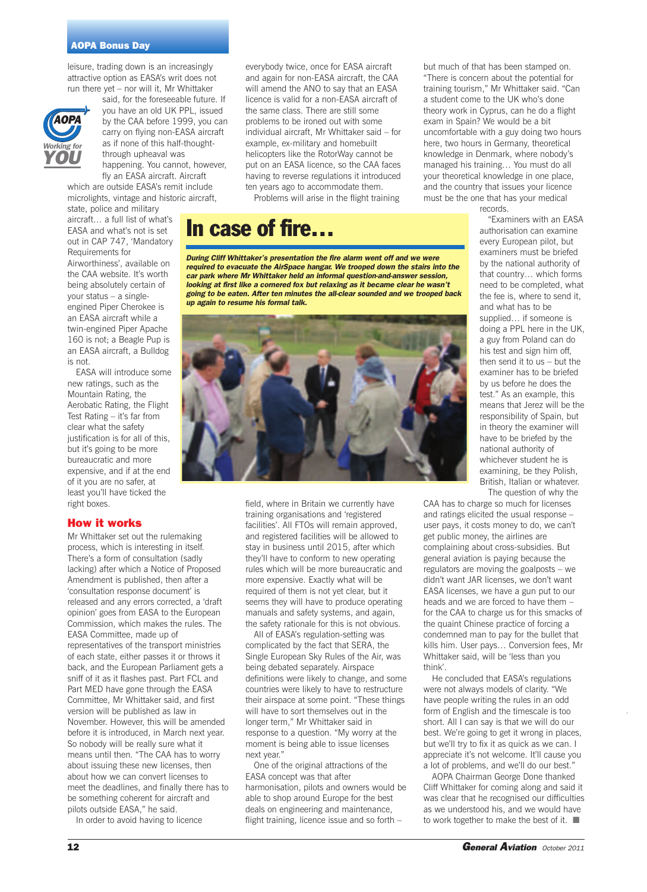leisure, trading down is an increasingly attractive option as EASA's writ does not run there yet – nor will it, Mr Whittaker said, for the foreseeable future. If you have an old UK PPL, issued by the CAA before 1999, you can carry on flying non-EASA aircraft as if none of this half-thought-through upheaval was happening. You cannot, however, fly an EASA aircraft. Aircraft which are outside EASA's remit include microlights, vintage and historic aircraft, state, police and military aircraft… a full list of what's EASA and what's not is set out in CAP 747, 'Mandatory Requirements for Airworthiness', available on the CAA website. It's worth being absolutely certain of your status – a single-engined Piper Cherokee is an EASA aircraft while a twin-engined Piper Apache 160 is not; a Beagle Pup is an EASA aircraft, a Bulldog is not.

EASA will introduce some new ratings, such as the Mountain Rating, the Aerobatic Rating, the Flight Test Rating – it's far from clear what the safety justification is for all of this, but it's going to be more bureaucratic and more expensive, and if at the end of it you are no safer, at least you'll have ticked the right boxes.

## How it works

Mr Whittaker set out the rulemaking process, which is interesting in itself. There's a form of consultation (sadly lacking) after which a Notice of Proposed Amendment is published, then after a 'consultation response document' is released and any errors corrected, a 'draft opinion' goes from EASA to the European Commission, which makes the rules. The EASA Committee, made up of representatives of the transport ministries of each state, either passes it or throws it back, and the European Parliament gets a sniff of it as it flashes past. Part FCL and Part MED have gone through the EASA Committee, Mr Whittaker said, and first version will be published as law in November. However, this will be amended before it is introduced, in March next year. So nobody will be really sure what it means until then. "The CAA has to worry about issuing these new licenses, then about how we can convert licenses to meet the deadlines, and finally there has to be something coherent for aircraft and pilots outside EASA," he said.

In order to avoid having to licence everybody twice, once for EASA aircraft and again for non-EASA aircraft, the CAA will amend the ANO to say that an EASA licence is valid for a non-EASA aircraft of the same class. There are still some problems to be ironed out with some individual aircraft, Mr Whittaker said – for example, ex-military and homebuilt helicopters like the RotorWay cannot be put on an EASA licence, so the CAA faces having to reverse regulations it introduced ten years ago to accommodate them.

Problems will arise in the flight training field, where in Britain we currently have training organisations and 'registered facilities'. All FTOs will remain approved, and registered facilities will be allowed to stay in business until 2015, after which they'll have to conform to new operating rules which will be more bureaucratic and more expensive. Exactly what will be required of them is not yet clear, but it seems they will have to produce operating manuals and safety systems, and again, the safety rationale for this is not obvious.

All of EASA's regulation-setting was complicated by the fact that SERA, the Single European Sky Rules of the Air, was being debated separately. Airspace definitions were likely to change, and some countries were likely to have to restructure their airspace at some point. "These things will have to sort themselves out in the longer term," Mr Whittaker said in response to a question. "My worry at the moment is being able to issue licenses next year."

One of the original attractions of the EASA concept was that after harmonisation, pilots and owners would be able to shop around Europe for the best deals on engineering and maintenance, flight training, licence issue and so forth – but much of that has been stamped on. "There is concern about the potential for training tourism," Mr Whittaker said. "Can a student come to the UK who's done theory work in Cyprus, can he do a flight exam in Spain? We would be a bit uncomfortable with a guy doing two hours here, two hours in Germany, theoretical knowledge in Denmark, where nobody's managed his training… You must do all your theoretical knowledge in one place, and the country that issues your licence must be the one that has your medical records.

"Examiners with an EASA authorisation can examine every European pilot, but examiners must be briefed by the national authority of that country… which forms need to be completed, what the fee is, where to send it, and what has to be supplied… if someone is doing a PPL here in the UK, a guy from Poland can do his test and sign him off, then send it to us – but the examiner has to be briefed by us before he does the test." As an example, this means that Jerez will be the responsibility of Spain, but in theory the examiner will have to be briefed by the national authority of whichever student he is examining, be they Polish, British, Italian or whatever.

The question of why the CAA has to charge so much for licenses and ratings elicited the usual response – user pays, it costs money to do, we can't get public money, the airlines are complaining about cross-subsidies. But general aviation is paying because the regulators are moving the goalposts – we didn't want JAR licenses, we don't want EASA licenses, we have a gun put to our heads and we are forced to have them – for the CAA to charge us for this smacks of the quaint Chinese practice of forcing a condemned man to pay for the bullet that kills him. User pays… Conversion fees, Mr Whittaker said, will be 'less than you think'.

He concluded that EASA's regulations were not always models of clarity. "We have people writing the rules in an odd form of English and the timescale is too short. All I can say is that we will do our best. We're going to get it wrong in places, but we'll try to fix it as quick as we can. I appreciate it's not welcome. It'll cause you a lot of problems, and we'll do our best."

AOPA Chairman George Done thanked Cliff Whittaker for coming along and said it was clear that he recognised our difficulties as we understood his, and we would have to work together to make the best of it. ■

## In case of fire…

***During Cliff Whittaker's presentation the fire alarm went off and we were required to evacuate the AirSpace hangar. We trooped down the stairs into the car park where Mr Whittaker held an informal question-and-answer session, looking at first like a cornered fox but relaxing as it became clear he wasn't going to be eaten. After ten minutes the all-clear sounded and we trooped back up again to resume his formal talk.***